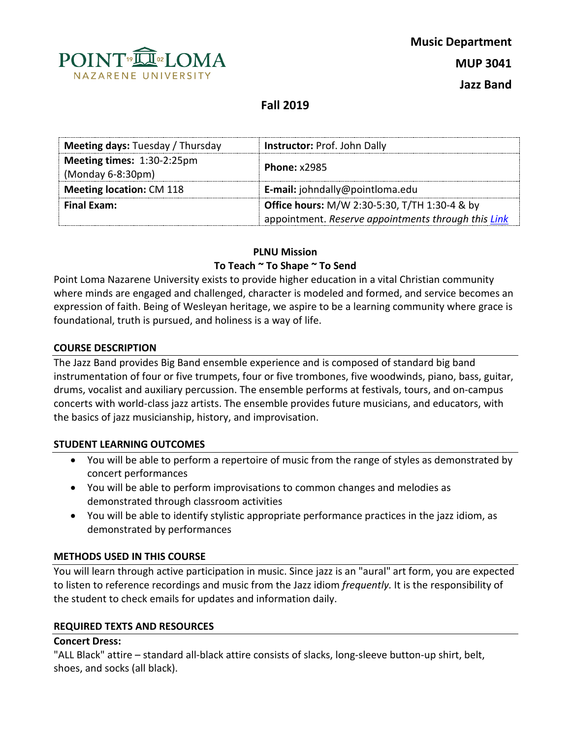**Music Department**

**MUP 3041**

**Jazz Band**

## Fall 2019

| **Meeting days:** Tuesday / Thursday | **Instructor:** Prof. John Dally |
|---|---|
| **Meeting times:** 1:30-2:25pm (Monday 6-8:30pm) | **Phone:** x2985 |
| **Meeting location:** CM 118 | **E-mail:** johndally@pointloma.edu |
| **Final Exam:** | **Office hours:** M/W 2:30-5:30, T/TH 1:30-4 & by appointment. *Reserve appointments through this Link* |

**PLNU Mission**

**To Teach ~ To Shape ~ To Send**

Point Loma Nazarene University exists to provide higher education in a vital Christian community where minds are engaged and challenged, character is modeled and formed, and service becomes an expression of faith. Being of Wesleyan heritage, we aspire to be a learning community where grace is foundational, truth is pursued, and holiness is a way of life.

### COURSE DESCRIPTION

The Jazz Band provides Big Band ensemble experience and is composed of standard big band instrumentation of four or five trumpets, four or five trombones, five woodwinds, piano, bass, guitar, drums, vocalist and auxiliary percussion. The ensemble performs at festivals, tours, and on-campus concerts with world-class jazz artists. The ensemble provides future musicians, and educators, with the basics of jazz musicianship, history, and improvisation.

### STUDENT LEARNING OUTCOMES

- You will be able to perform a repertoire of music from the range of styles as demonstrated by concert performances
- You will be able to perform improvisations to common changes and melodies as demonstrated through classroom activities
- You will be able to identify stylistic appropriate performance practices in the jazz idiom, as demonstrated by performances

### METHODS USED IN THIS COURSE

You will learn through active participation in music. Since jazz is an "aural" art form, you are expected to listen to reference recordings and music from the Jazz idiom *frequently.* It is the responsibility of the student to check emails for updates and information daily.

### REQUIRED TEXTS AND RESOURCES

**Concert Dress:**

"ALL Black" attire – standard all-black attire consists of slacks, long-sleeve button-up shirt, belt, shoes, and socks (all black).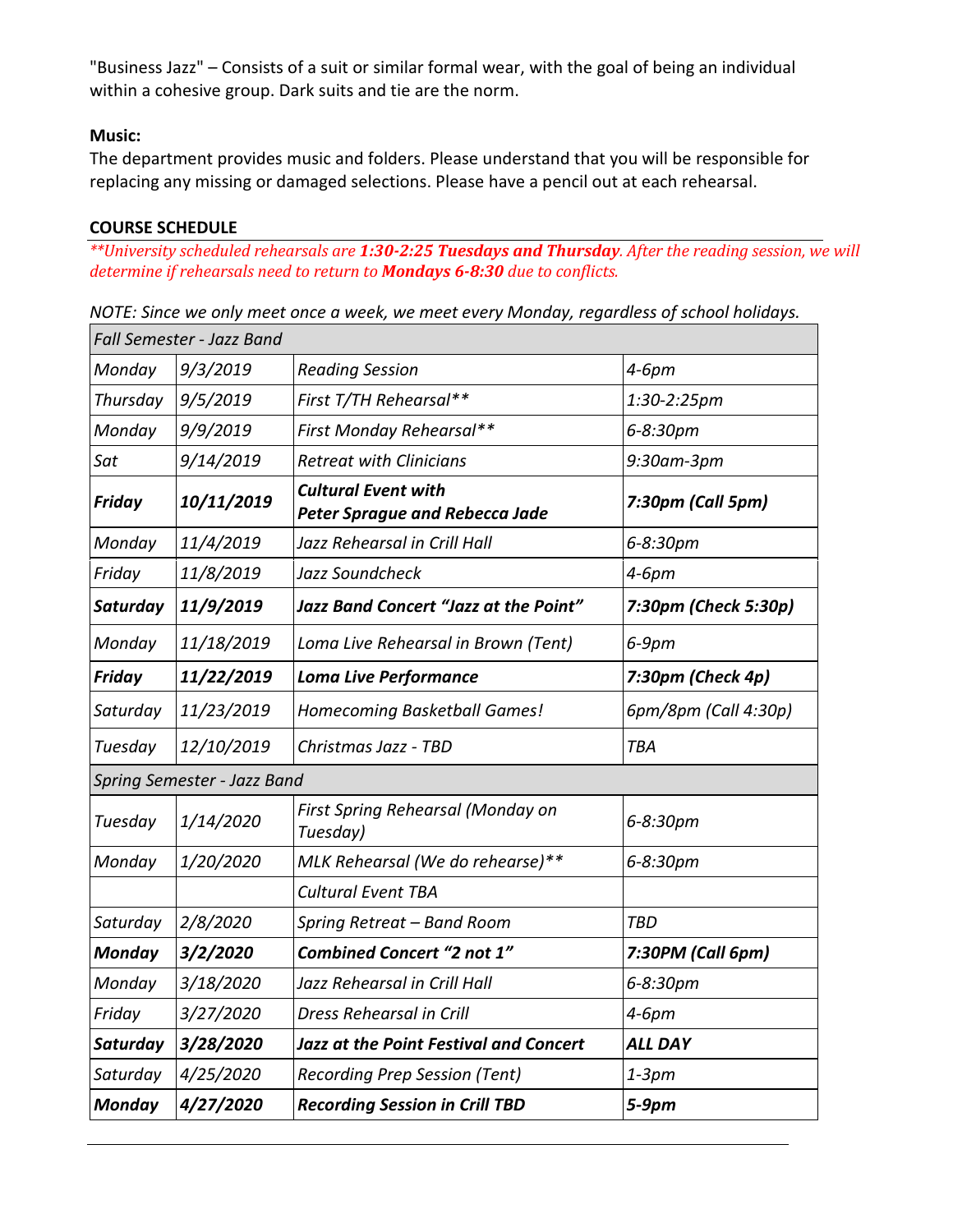"Business Jazz" – Consists of a suit or similar formal wear, with the goal of being an individual within a cohesive group. Dark suits and tie are the norm.

**Music:**
The department provides music and folders. Please understand that you will be responsible for replacing any missing or damaged selections. Please have a pencil out at each rehearsal.

**COURSE SCHEDULE**

*\*\*University scheduled rehearsals are **1:30-2:25 Tuesdays and Thursday**. After the reading session, we will determine if rehearsals need to return to **Mondays 6-8:30** due to conflicts.*

*NOTE: Since we only meet once a week, we meet every Monday, regardless of school holidays.*

| *Fall Semester - Jazz Band* | | | |
|---|---|---|---|
| *Monday* | *9/3/2019* | *Reading Session* | *4-6pm* |
| *Thursday* | *9/5/2019* | *First T/TH Rehearsal\*\** | *1:30-2:25pm* |
| *Monday* | *9/9/2019* | *First Monday Rehearsal\*\** | *6-8:30pm* |
| *Sat* | *9/14/2019* | *Retreat with Clinicians* | *9:30am-3pm* |
| ***Friday*** | ***10/11/2019*** | ***Cultural Event with Peter Sprague and Rebecca Jade*** | ***7:30pm (Call 5pm)*** |
| *Monday* | *11/4/2019* | *Jazz Rehearsal in Crill Hall* | *6-8:30pm* |
| *Friday* | *11/8/2019* | *Jazz Soundcheck* | *4-6pm* |
| ***Saturday*** | ***11/9/2019*** | ***Jazz Band Concert "Jazz at the Point"*** | ***7:30pm (Check 5:30p)*** |
| *Monday* | *11/18/2019* | *Loma Live Rehearsal in Brown (Tent)* | *6-9pm* |
| ***Friday*** | ***11/22/2019*** | ***Loma Live Performance*** | ***7:30pm (Check 4p)*** |
| *Saturday* | *11/23/2019* | *Homecoming Basketball Games!* | *6pm/8pm (Call 4:30p)* |
| *Tuesday* | *12/10/2019* | *Christmas Jazz - TBD* | *TBA* |
| *Spring Semester - Jazz Band* | | | |
| *Tuesday* | *1/14/2020* | *First Spring Rehearsal (Monday on Tuesday)* | *6-8:30pm* |
| *Monday* | *1/20/2020* | *MLK Rehearsal (We do rehearse)\*\** | *6-8:30pm* |
| | | *Cultural Event TBA* | |
| *Saturday* | *2/8/2020* | *Spring Retreat – Band Room* | *TBD* |
| ***Monday*** | ***3/2/2020*** | ***Combined Concert "2 not 1"*** | ***7:30PM (Call 6pm)*** |
| *Monday* | *3/18/2020* | *Jazz Rehearsal in Crill Hall* | *6-8:30pm* |
| *Friday* | *3/27/2020* | *Dress Rehearsal in Crill* | *4-6pm* |
| ***Saturday*** | ***3/28/2020*** | ***Jazz at the Point Festival and Concert*** | ***ALL DAY*** |
| *Saturday* | *4/25/2020* | *Recording Prep Session (Tent)* | *1-3pm* |
| ***Monday*** | ***4/27/2020*** | ***Recording Session in Crill TBD*** | ***5-9pm*** |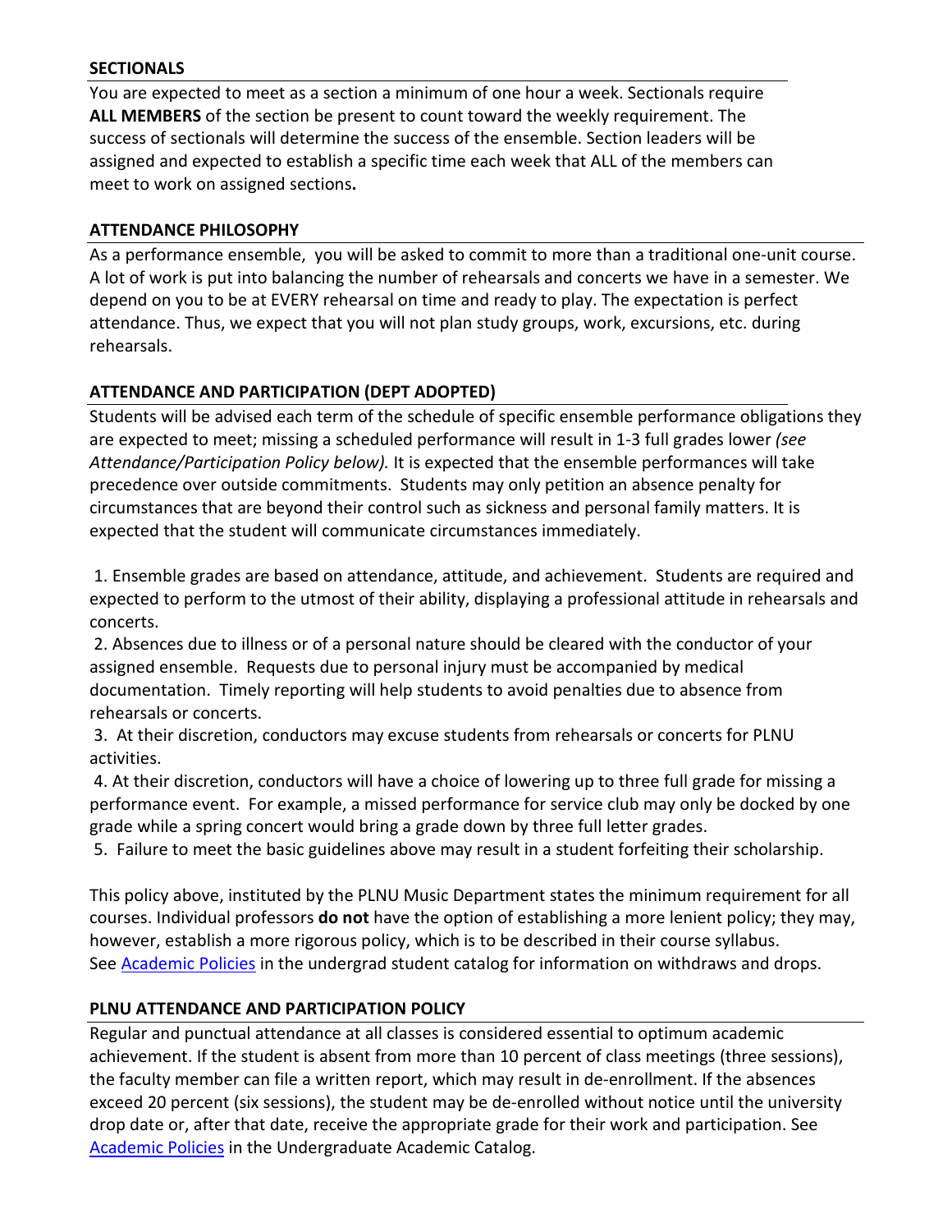## SECTIONALS

You are expected to meet as a section a minimum of one hour a week. Sectionals require **ALL MEMBERS** of the section be present to count toward the weekly requirement. The success of sectionals will determine the success of the ensemble. Section leaders will be assigned and expected to establish a specific time each week that ALL of the members can meet to work on assigned sections**.**

## ATTENDANCE PHILOSOPHY

As a performance ensemble, you will be asked to commit to more than a traditional one-unit course. A lot of work is put into balancing the number of rehearsals and concerts we have in a semester. We depend on you to be at EVERY rehearsal on time and ready to play. The expectation is perfect attendance. Thus, we expect that you will not plan study groups, work, excursions, etc. during rehearsals.

## ATTENDANCE AND PARTICIPATION (DEPT ADOPTED)

Students will be advised each term of the schedule of specific ensemble performance obligations they are expected to meet; missing a scheduled performance will result in 1-3 full grades lower *(see Attendance/Participation Policy below).* It is expected that the ensemble performances will take precedence over outside commitments. Students may only petition an absence penalty for circumstances that are beyond their control such as sickness and personal family matters. It is expected that the student will communicate circumstances immediately.

1. Ensemble grades are based on attendance, attitude, and achievement. Students are required and expected to perform to the utmost of their ability, displaying a professional attitude in rehearsals and concerts.
2. Absences due to illness or of a personal nature should be cleared with the conductor of your assigned ensemble. Requests due to personal injury must be accompanied by medical documentation. Timely reporting will help students to avoid penalties due to absence from rehearsals or concerts.
3. At their discretion, conductors may excuse students from rehearsals or concerts for PLNU activities.
4. At their discretion, conductors will have a choice of lowering up to three full grade for missing a performance event. For example, a missed performance for service club may only be docked by one grade while a spring concert would bring a grade down by three full letter grades.
5. Failure to meet the basic guidelines above may result in a student forfeiting their scholarship.

This policy above, instituted by the PLNU Music Department states the minimum requirement for all courses. Individual professors **do not** have the option of establishing a more lenient policy; they may, however, establish a more rigorous policy, which is to be described in their course syllabus. See Academic Policies in the undergrad student catalog for information on withdraws and drops.

## PLNU ATTENDANCE AND PARTICIPATION POLICY

Regular and punctual attendance at all classes is considered essential to optimum academic achievement. If the student is absent from more than 10 percent of class meetings (three sessions), the faculty member can file a written report, which may result in de-enrollment. If the absences exceed 20 percent (six sessions), the student may be de-enrolled without notice until the university drop date or, after that date, receive the appropriate grade for their work and participation. See Academic Policies in the Undergraduate Academic Catalog.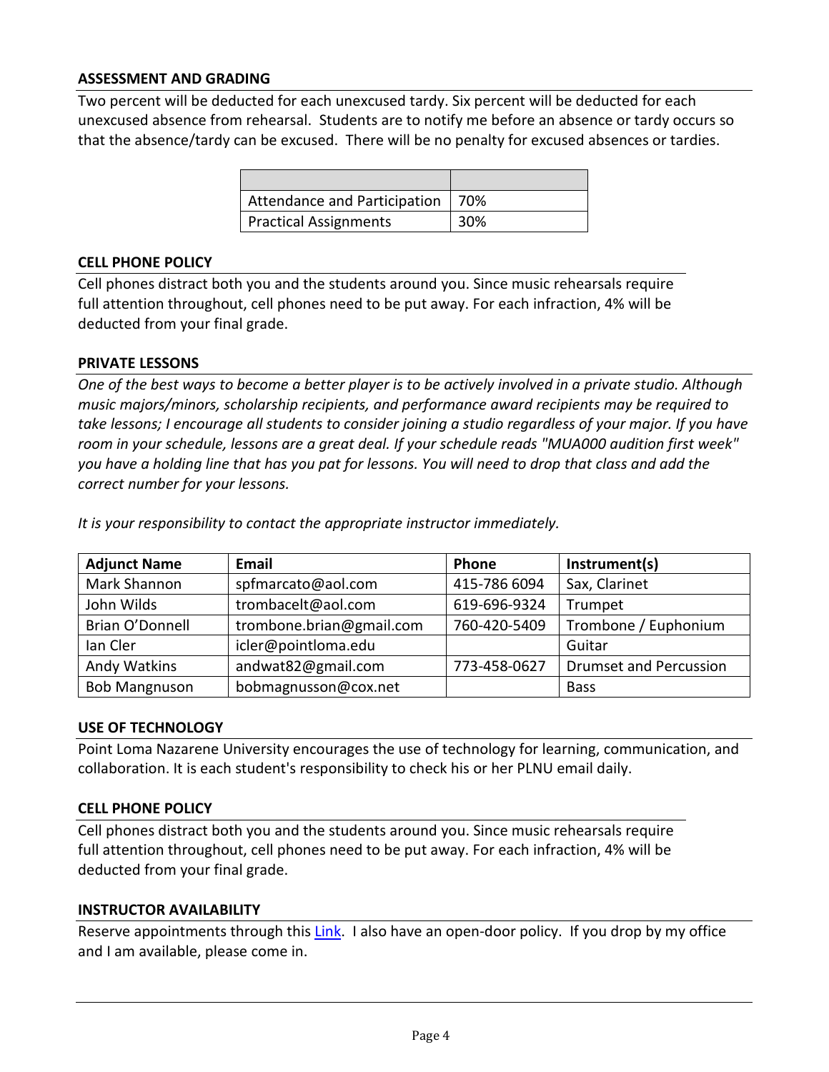### ASSESSMENT AND GRADING

Two percent will be deducted for each unexcused tardy. Six percent will be deducted for each unexcused absence from rehearsal. Students are to notify me before an absence or tardy occurs so that the absence/tardy can be excused. There will be no penalty for excused absences or tardies.

| | |
|---|---|
| Attendance and Participation | 70% |
| Practical Assignments | 30% |

### CELL PHONE POLICY

Cell phones distract both you and the students around you. Since music rehearsals require full attention throughout, cell phones need to be put away. For each infraction, 4% will be deducted from your final grade.

### PRIVATE LESSONS

*One of the best ways to become a better player is to be actively involved in a private studio. Although music majors/minors, scholarship recipients, and performance award recipients may be required to take lessons; I encourage all students to consider joining a studio regardless of your major. If you have room in your schedule, lessons are a great deal. If your schedule reads "MUA000 audition first week" you have a holding line that has you pat for lessons. You will need to drop that class and add the correct number for your lessons.*

*It is your responsibility to contact the appropriate instructor immediately.*

| Adjunct Name | Email | Phone | Instrument(s) |
|---|---|---|---|
| Mark Shannon | spfmarcato@aol.com | 415-786 6094 | Sax, Clarinet |
| John Wilds | trombacelt@aol.com | 619-696-9324 | Trumpet |
| Brian O'Donnell | trombone.brian@gmail.com | 760-420-5409 | Trombone / Euphonium |
| Ian Cler | icler@pointloma.edu | | Guitar |
| Andy Watkins | andwat82@gmail.com | 773-458-0627 | Drumset and Percussion |
| Bob Mangnuson | bobmagnusson@cox.net | | Bass |

### USE OF TECHNOLOGY

Point Loma Nazarene University encourages the use of technology for learning, communication, and collaboration. It is each student's responsibility to check his or her PLNU email daily.

### CELL PHONE POLICY

Cell phones distract both you and the students around you. Since music rehearsals require full attention throughout, cell phones need to be put away. For each infraction, 4% will be deducted from your final grade.

### INSTRUCTOR AVAILABILITY

Reserve appointments through this Link. I also have an open-door policy. If you drop by my office and I am available, please come in.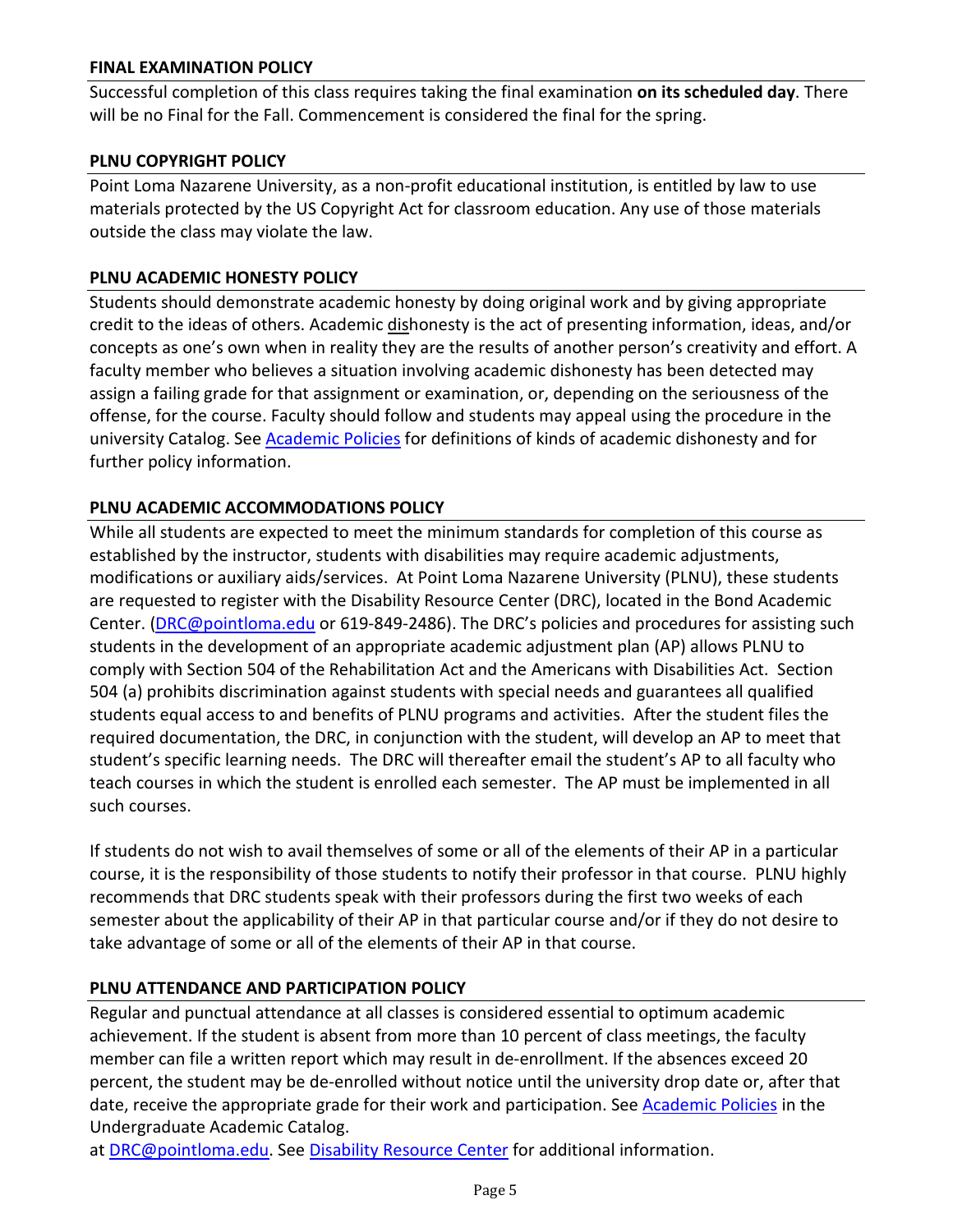### FINAL EXAMINATION POLICY

Successful completion of this class requires taking the final examination **on its scheduled day**. There will be no Final for the Fall. Commencement is considered the final for the spring.

### PLNU COPYRIGHT POLICY

Point Loma Nazarene University, as a non-profit educational institution, is entitled by law to use materials protected by the US Copyright Act for classroom education. Any use of those materials outside the class may violate the law.

### PLNU ACADEMIC HONESTY POLICY

Students should demonstrate academic honesty by doing original work and by giving appropriate credit to the ideas of others. Academic dishonesty is the act of presenting information, ideas, and/or concepts as one's own when in reality they are the results of another person's creativity and effort. A faculty member who believes a situation involving academic dishonesty has been detected may assign a failing grade for that assignment or examination, or, depending on the seriousness of the offense, for the course. Faculty should follow and students may appeal using the procedure in the university Catalog. See [Academic Policies] for definitions of kinds of academic dishonesty and for further policy information.

### PLNU ACADEMIC ACCOMMODATIONS POLICY

While all students are expected to meet the minimum standards for completion of this course as established by the instructor, students with disabilities may require academic adjustments, modifications or auxiliary aids/services. At Point Loma Nazarene University (PLNU), these students are requested to register with the Disability Resource Center (DRC), located in the Bond Academic Center. (DRC@pointloma.edu or 619-849-2486). The DRC's policies and procedures for assisting such students in the development of an appropriate academic adjustment plan (AP) allows PLNU to comply with Section 504 of the Rehabilitation Act and the Americans with Disabilities Act. Section 504 (a) prohibits discrimination against students with special needs and guarantees all qualified students equal access to and benefits of PLNU programs and activities. After the student files the required documentation, the DRC, in conjunction with the student, will develop an AP to meet that student's specific learning needs. The DRC will thereafter email the student's AP to all faculty who teach courses in which the student is enrolled each semester. The AP must be implemented in all such courses.

If students do not wish to avail themselves of some or all of the elements of their AP in a particular course, it is the responsibility of those students to notify their professor in that course. PLNU highly recommends that DRC students speak with their professors during the first two weeks of each semester about the applicability of their AP in that particular course and/or if they do not desire to take advantage of some or all of the elements of their AP in that course.

### PLNU ATTENDANCE AND PARTICIPATION POLICY

Regular and punctual attendance at all classes is considered essential to optimum academic achievement. If the student is absent from more than 10 percent of class meetings, the faculty member can file a written report which may result in de-enrollment. If the absences exceed 20 percent, the student may be de-enrolled without notice until the university drop date or, after that date, receive the appropriate grade for their work and participation. See [Academic Policies] in the Undergraduate Academic Catalog.
at DRC@pointloma.edu. See [Disability Resource Center] for additional information.